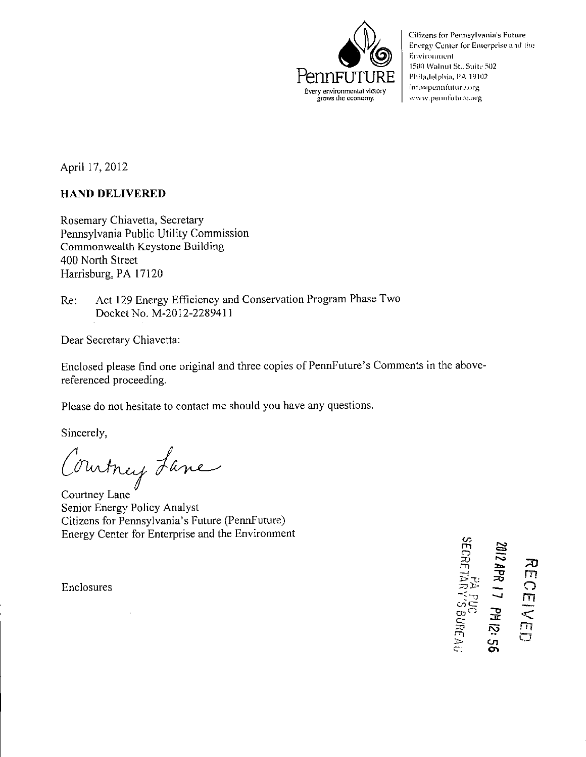PennFUTURE

Every environmental victory grows the economy.

Citizens for Pennsylvania's Future
Energy Center for Enterprise and the Environment
1500 Walnut St., Suite 502
Philadelphia, PA 19102
info@pennfuture.org
www.pennfuture.org

April 17, 2012

**HAND DELIVERED**

Rosemary Chiavetta, Secretary
Pennsylvania Public Utility Commission
Commonwealth Keystone Building
400 North Street
Harrisburg, PA 17120

Re: Act 129 Energy Efficiency and Conservation Program Phase Two
Docket No. M-2012-2289411

Dear Secretary Chiavetta:

Enclosed please find one original and three copies of PennFuture's Comments in the above-referenced proceeding.

Please do not hesitate to contact me should you have any questions.

Sincerely,

Courtney Lane

Courtney Lane
Senior Energy Policy Analyst
Citizens for Pennsylvania's Future (PennFuture)
Energy Center for Enterprise and the Environment

Enclosures

RECEIVED
2012 APR 17 PM 12:56
PA PUC
SECRETARY'S BUREAU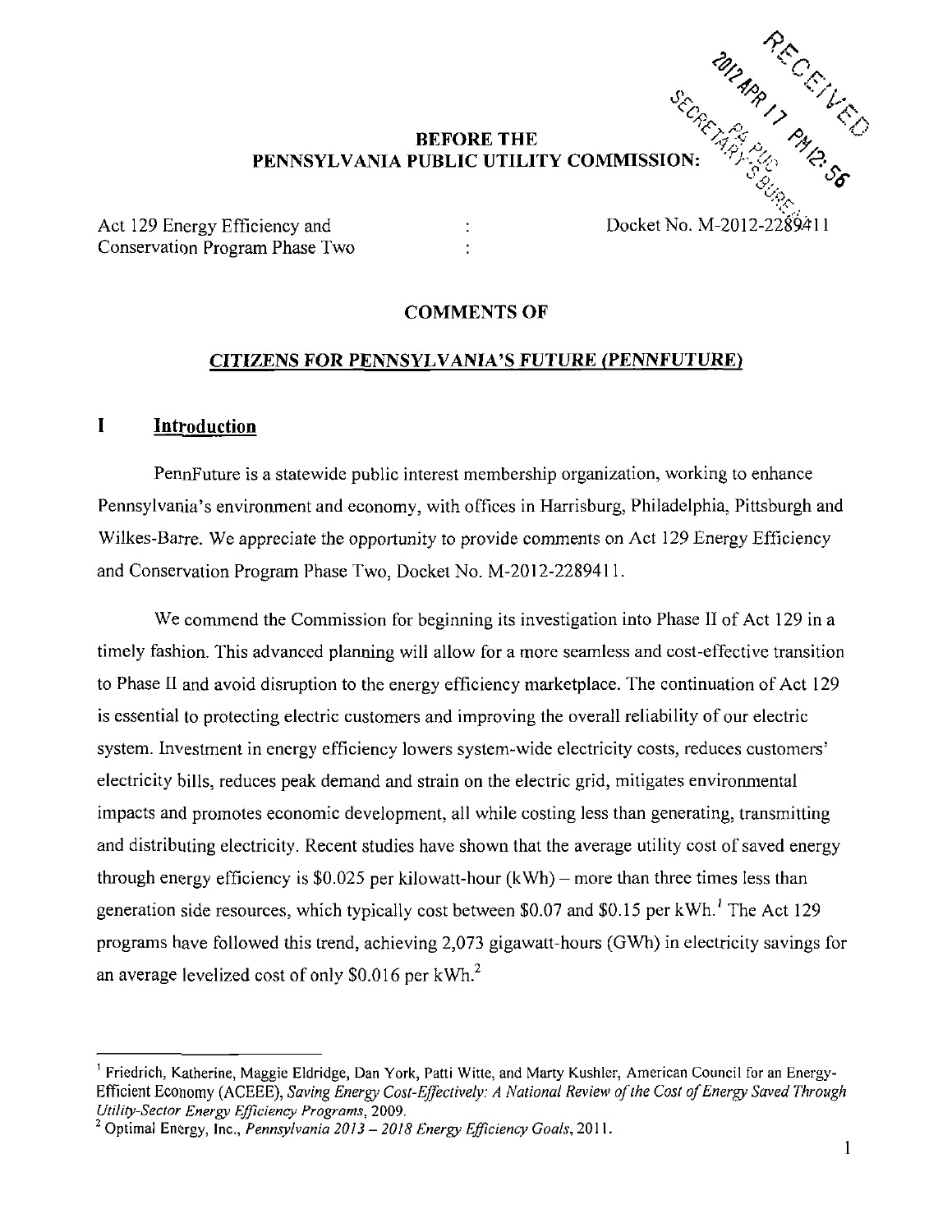RECEIVED
2012 APR 17 PM 12:56
SECRETARY'S BUREAU PA PUC

**BEFORE THE**
**PENNSYLVANIA PUBLIC UTILITY COMMISSION:**

Act 129 Energy Efficiency and Conservation Program Phase Two : Docket No. M-2012-2289411

**COMMENTS OF**

**_CITIZENS FOR PENNSYLVANIA'S FUTURE (PENNFUTURE)_**

## I Introduction

PennFuture is a statewide public interest membership organization, working to enhance Pennsylvania's environment and economy, with offices in Harrisburg, Philadelphia, Pittsburgh and Wilkes-Barre. We appreciate the opportunity to provide comments on Act 129 Energy Efficiency and Conservation Program Phase Two, Docket No. M-2012-2289411.

We commend the Commission for beginning its investigation into Phase II of Act 129 in a timely fashion. This advanced planning will allow for a more seamless and cost-effective transition to Phase II and avoid disruption to the energy efficiency marketplace. The continuation of Act 129 is essential to protecting electric customers and improving the overall reliability of our electric system. Investment in energy efficiency lowers system-wide electricity costs, reduces customers' electricity bills, reduces peak demand and strain on the electric grid, mitigates environmental impacts and promotes economic development, all while costing less than generating, transmitting and distributing electricity. Recent studies have shown that the average utility cost of saved energy through energy efficiency is $0.025 per kilowatt-hour (kWh) – more than three times less than generation side resources, which typically cost between $0.07 and $0.15 per kWh.[1] The Act 129 programs have followed this trend, achieving 2,073 gigawatt-hours (GWh) in electricity savings for an average levelized cost of only $0.016 per kWh.[2]

---

[1] Friedrich, Katherine, Maggie Eldridge, Dan York, Patti Witte, and Marty Kushler, American Council for an Energy-Efficient Economy (ACEEE), *Saving Energy Cost-Effectively: A National Review of the Cost of Energy Saved Through Utility-Sector Energy Efficiency Programs*, 2009.

[2] Optimal Energy, Inc., *Pennsylvania 2013 – 2018 Energy Efficiency Goals*, 2011.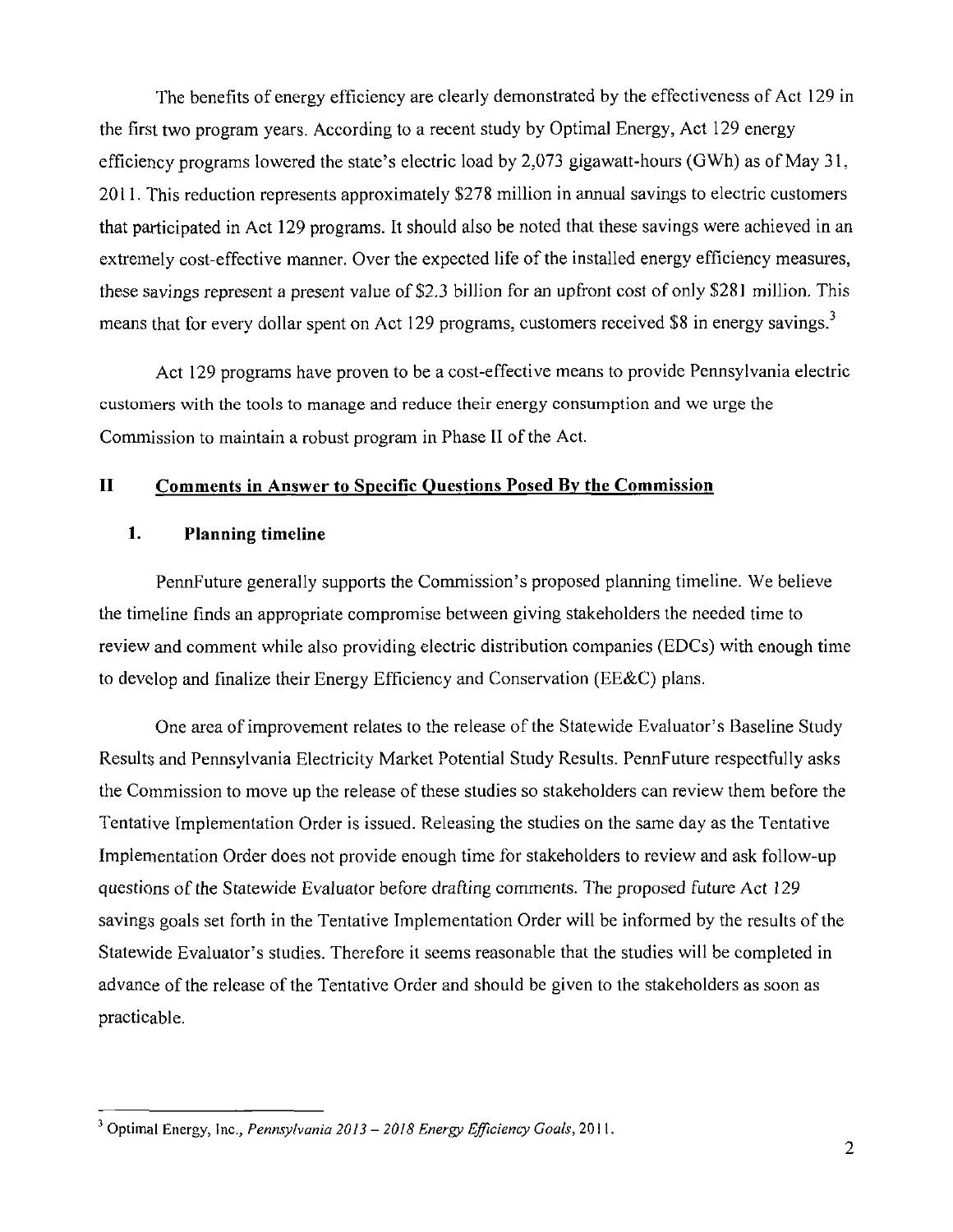The benefits of energy efficiency are clearly demonstrated by the effectiveness of Act 129 in the first two program years. According to a recent study by Optimal Energy, Act 129 energy efficiency programs lowered the state's electric load by 2,073 gigawatt-hours (GWh) as of May 31, 2011. This reduction represents approximately $278 million in annual savings to electric customers that participated in Act 129 programs. It should also be noted that these savings were achieved in an extremely cost-effective manner. Over the expected life of the installed energy efficiency measures, these savings represent a present value of $2.3 billion for an upfront cost of only $281 million. This means that for every dollar spent on Act 129 programs, customers received $8 in energy savings.[3]

Act 129 programs have proven to be a cost-effective means to provide Pennsylvania electric customers with the tools to manage and reduce their energy consumption and we urge the Commission to maintain a robust program in Phase II of the Act.

## II Comments in Answer to Specific Questions Posed By the Commission

### 1. Planning timeline

PennFuture generally supports the Commission's proposed planning timeline. We believe the timeline finds an appropriate compromise between giving stakeholders the needed time to review and comment while also providing electric distribution companies (EDCs) with enough time to develop and finalize their Energy Efficiency and Conservation (EE&C) plans.

One area of improvement relates to the release of the Statewide Evaluator's Baseline Study Results and Pennsylvania Electricity Market Potential Study Results. PennFuture respectfully asks the Commission to move up the release of these studies so stakeholders can review them before the Tentative Implementation Order is issued. Releasing the studies on the same day as the Tentative Implementation Order does not provide enough time for stakeholders to review and ask follow-up questions of the Statewide Evaluator before drafting comments. The proposed future Act 129 savings goals set forth in the Tentative Implementation Order will be informed by the results of the Statewide Evaluator's studies. Therefore it seems reasonable that the studies will be completed in advance of the release of the Tentative Order and should be given to the stakeholders as soon as practicable.

---

[3] Optimal Energy, Inc., *Pennsylvania 2013 – 2018 Energy Efficiency Goals*, 2011.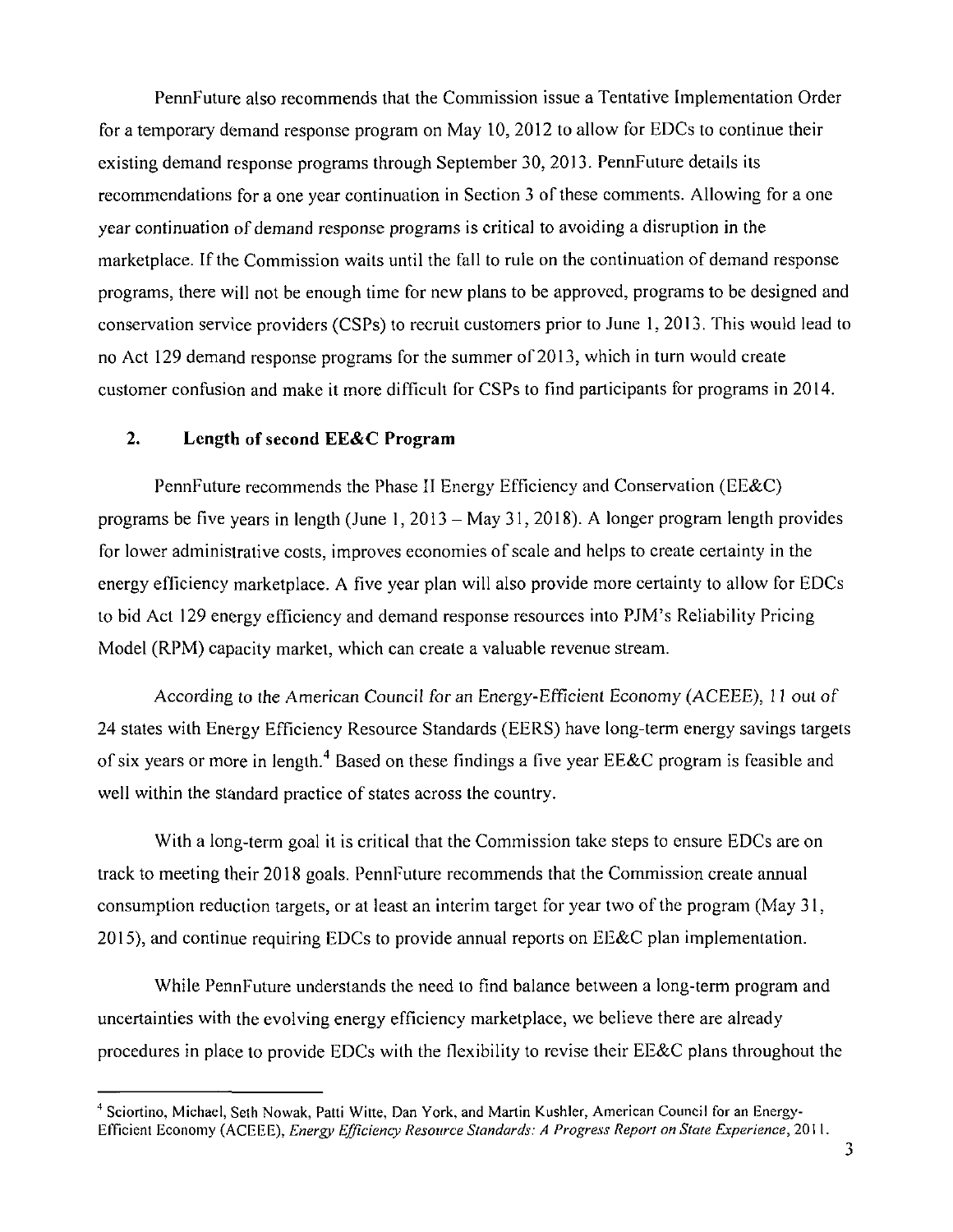PennFuture also recommends that the Commission issue a Tentative Implementation Order for a temporary demand response program on May 10, 2012 to allow for EDCs to continue their existing demand response programs through September 30, 2013. PennFuture details its recommendations for a one year continuation in Section 3 of these comments. Allowing for a one year continuation of demand response programs is critical to avoiding a disruption in the marketplace. If the Commission waits until the fall to rule on the continuation of demand response programs, there will not be enough time for new plans to be approved, programs to be designed and conservation service providers (CSPs) to recruit customers prior to June 1, 2013. This would lead to no Act 129 demand response programs for the summer of 2013, which in turn would create customer confusion and make it more difficult for CSPs to find participants for programs in 2014.

## 2. Length of second EE&C Program

PennFuture recommends the Phase II Energy Efficiency and Conservation (EE&C) programs be five years in length (June 1, 2013 – May 31, 2018). A longer program length provides for lower administrative costs, improves economies of scale and helps to create certainty in the energy efficiency marketplace. A five year plan will also provide more certainty to allow for EDCs to bid Act 129 energy efficiency and demand response resources into PJM's Reliability Pricing Model (RPM) capacity market, which can create a valuable revenue stream.

According to the American Council for an Energy-Efficient Economy (ACEEE), 11 out of 24 states with Energy Efficiency Resource Standards (EERS) have long-term energy savings targets of six years or more in length.[4] Based on these findings a five year EE&C program is feasible and well within the standard practice of states across the country.

With a long-term goal it is critical that the Commission take steps to ensure EDCs are on track to meeting their 2018 goals. PennFuture recommends that the Commission create annual consumption reduction targets, or at least an interim target for year two of the program (May 31, 2015), and continue requiring EDCs to provide annual reports on EE&C plan implementation.

While PennFuture understands the need to find balance between a long-term program and uncertainties with the evolving energy efficiency marketplace, we believe there are already procedures in place to provide EDCs with the flexibility to revise their EE&C plans throughout the

---

[4] Sciortino, Michael, Seth Nowak, Patti Witte, Dan York, and Martin Kushler, American Council for an Energy-Efficient Economy (ACEEE), *Energy Efficiency Resource Standards: A Progress Report on State Experience*, 2011.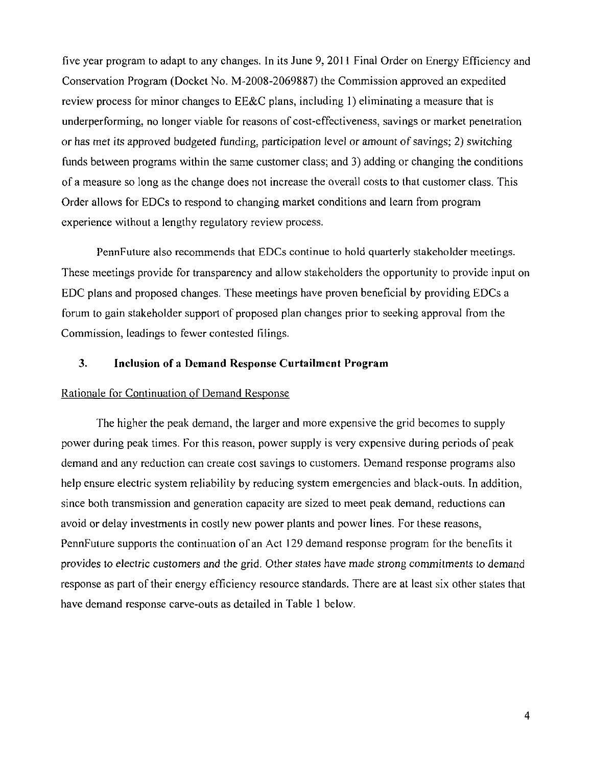five year program to adapt to any changes. In its June 9, 2011 Final Order on Energy Efficiency and Conservation Program (Docket No. M-2008-2069887) the Commission approved an expedited review process for minor changes to EE&C plans, including 1) eliminating a measure that is underperforming, no longer viable for reasons of cost-effectiveness, savings or market penetration or has met its approved budgeted funding, participation level or amount of savings; 2) switching funds between programs within the same customer class; and 3) adding or changing the conditions of a measure so long as the change does not increase the overall costs to that customer class. This Order allows for EDCs to respond to changing market conditions and learn from program experience without a lengthy regulatory review process.

PennFuture also recommends that EDCs continue to hold quarterly stakeholder meetings. These meetings provide for transparency and allow stakeholders the opportunity to provide input on EDC plans and proposed changes. These meetings have proven beneficial by providing EDCs a forum to gain stakeholder support of proposed plan changes prior to seeking approval from the Commission, leadings to fewer contested filings.

### 3. Inclusion of a Demand Response Curtailment Program

Rationale for Continuation of Demand Response

The higher the peak demand, the larger and more expensive the grid becomes to supply power during peak times. For this reason, power supply is very expensive during periods of peak demand and any reduction can create cost savings to customers. Demand response programs also help ensure electric system reliability by reducing system emergencies and black-outs. In addition, since both transmission and generation capacity are sized to meet peak demand, reductions can avoid or delay investments in costly new power plants and power lines. For these reasons, PennFuture supports the continuation of an Act 129 demand response program for the benefits it provides to electric customers and the grid. Other states have made strong commitments to demand response as part of their energy efficiency resource standards. There are at least six other states that have demand response carve-outs as detailed in Table 1 below.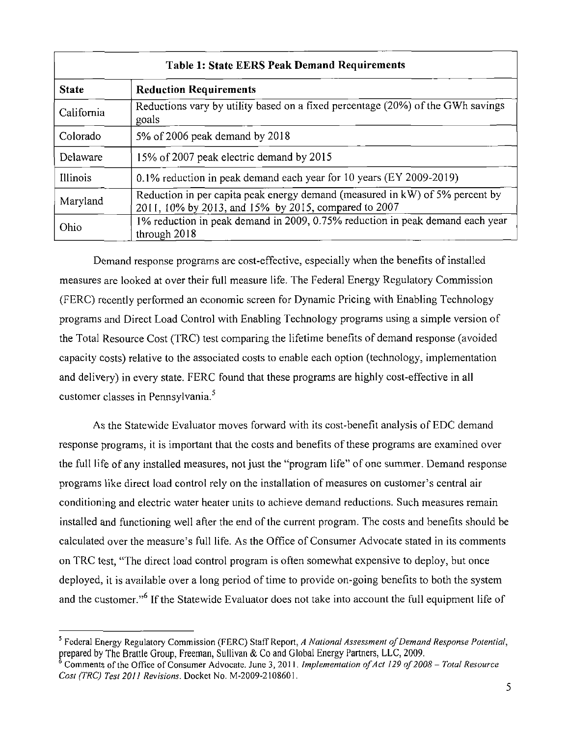| Table 1: State EERS Peak Demand Requirements | |
|---|---|
| **State** | **Reduction Requirements** |
| California | Reductions vary by utility based on a fixed percentage (20%) of the GWh savings goals |
| Colorado | 5% of 2006 peak demand by 2018 |
| Delaware | 15% of 2007 peak electric demand by 2015 |
| Illinois | 0.1% reduction in peak demand each year for 10 years (EY 2009-2019) |
| Maryland | Reduction in per capita peak energy demand (measured in kW) of 5% percent by 2011, 10% by 2013, and 15% by 2015, compared to 2007 |
| Ohio | 1% reduction in peak demand in 2009, 0.75% reduction in peak demand each year through 2018 |

Demand response programs are cost-effective, especially when the benefits of installed measures are looked at over their full measure life. The Federal Energy Regulatory Commission (FERC) recently performed an economic screen for Dynamic Pricing with Enabling Technology programs and Direct Load Control with Enabling Technology programs using a simple version of the Total Resource Cost (TRC) test comparing the lifetime benefits of demand response (avoided capacity costs) relative to the associated costs to enable each option (technology, implementation and delivery) in every state. FERC found that these programs are highly cost-effective in all customer classes in Pennsylvania.[5]

As the Statewide Evaluator moves forward with its cost-benefit analysis of EDC demand response programs, it is important that the costs and benefits of these programs are examined over the full life of any installed measures, not just the "program life" of one summer. Demand response programs like direct load control rely on the installation of measures on customer's central air conditioning and electric water heater units to achieve demand reductions. Such measures remain installed and functioning well after the end of the current program. The costs and benefits should be calculated over the measure's full life. As the Office of Consumer Advocate stated in its comments on TRC test, "The direct load control program is often somewhat expensive to deploy, but once deployed, it is available over a long period of time to provide on-going benefits to both the system and the customer."[6] If the Statewide Evaluator does not take into account the full equipment life of

---

[5] Federal Energy Regulatory Commission (FERC) Staff Report, *A National Assessment of Demand Response Potential*, prepared by The Brattle Group, Freeman, Sullivan & Co and Global Energy Partners, LLC, 2009.

[6] Comments of the Office of Consumer Advocate. June 3, 2011. *Implementation of Act 129 of 2008 – Total Resource Cost (TRC) Test 2011 Revisions*. Docket No. M-2009-2108601.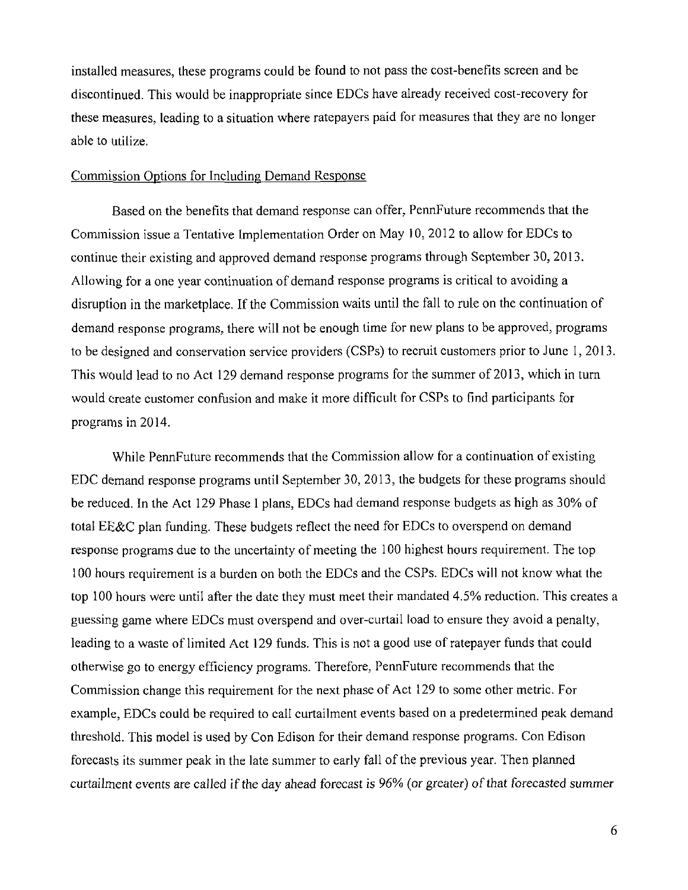installed measures, these programs could be found to not pass the cost-benefits screen and be discontinued. This would be inappropriate since EDCs have already received cost-recovery for these measures, leading to a situation where ratepayers paid for measures that they are no longer able to utilize.

Commission Options for Including Demand Response

Based on the benefits that demand response can offer, PennFuture recommends that the Commission issue a Tentative Implementation Order on May 10, 2012 to allow for EDCs to continue their existing and approved demand response programs through September 30, 2013. Allowing for a one year continuation of demand response programs is critical to avoiding a disruption in the marketplace. If the Commission waits until the fall to rule on the continuation of demand response programs, there will not be enough time for new plans to be approved, programs to be designed and conservation service providers (CSPs) to recruit customers prior to June 1, 2013. This would lead to no Act 129 demand response programs for the summer of 2013, which in turn would create customer confusion and make it more difficult for CSPs to find participants for programs in 2014.

While PennFuture recommends that the Commission allow for a continuation of existing EDC demand response programs until September 30, 2013, the budgets for these programs should be reduced. In the Act 129 Phase I plans, EDCs had demand response budgets as high as 30% of total EE&C plan funding. These budgets reflect the need for EDCs to overspend on demand response programs due to the uncertainty of meeting the 100 highest hours requirement. The top 100 hours requirement is a burden on both the EDCs and the CSPs. EDCs will not know what the top 100 hours were until after the date they must meet their mandated 4.5% reduction. This creates a guessing game where EDCs must overspend and over-curtail load to ensure they avoid a penalty, leading to a waste of limited Act 129 funds. This is not a good use of ratepayer funds that could otherwise go to energy efficiency programs. Therefore, PennFuture recommends that the Commission change this requirement for the next phase of Act 129 to some other metric. For example, EDCs could be required to call curtailment events based on a predetermined peak demand threshold. This model is used by Con Edison for their demand response programs. Con Edison forecasts its summer peak in the late summer to early fall of the previous year. Then planned curtailment events are called if the day ahead forecast is 96% (or greater) of that forecasted summer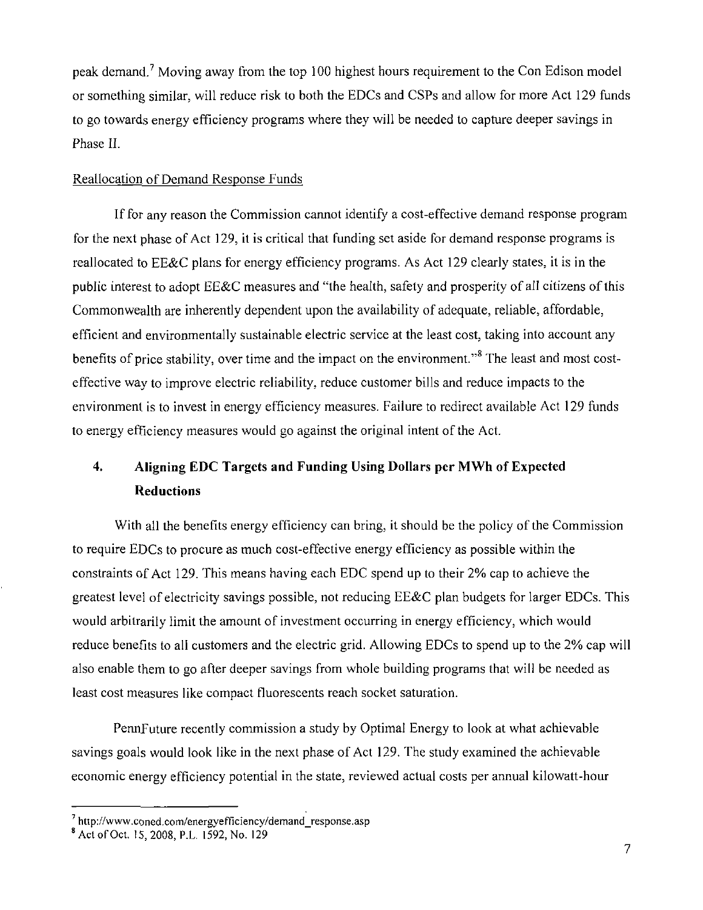peak demand.[7] Moving away from the top 100 highest hours requirement to the Con Edison model or something similar, will reduce risk to both the EDCs and CSPs and allow for more Act 129 funds to go towards energy efficiency programs where they will be needed to capture deeper savings in Phase II.

Reallocation of Demand Response Funds

If for any reason the Commission cannot identify a cost-effective demand response program for the next phase of Act 129, it is critical that funding set aside for demand response programs is reallocated to EE&C plans for energy efficiency programs. As Act 129 clearly states, it is in the public interest to adopt EE&C measures and "the health, safety and prosperity of all citizens of this Commonwealth are inherently dependent upon the availability of adequate, reliable, affordable, efficient and environmentally sustainable electric service at the least cost, taking into account any benefits of price stability, over time and the impact on the environment."[8] The least and most cost-effective way to improve electric reliability, reduce customer bills and reduce impacts to the environment is to invest in energy efficiency measures. Failure to redirect available Act 129 funds to energy efficiency measures would go against the original intent of the Act.

## 4. Aligning EDC Targets and Funding Using Dollars per MWh of Expected Reductions

With all the benefits energy efficiency can bring, it should be the policy of the Commission to require EDCs to procure as much cost-effective energy efficiency as possible within the constraints of Act 129. This means having each EDC spend up to their 2% cap to achieve the greatest level of electricity savings possible, not reducing EE&C plan budgets for larger EDCs. This would arbitrarily limit the amount of investment occurring in energy efficiency, which would reduce benefits to all customers and the electric grid. Allowing EDCs to spend up to the 2% cap will also enable them to go after deeper savings from whole building programs that will be needed as least cost measures like compact fluorescents reach socket saturation.

PennFuture recently commission a study by Optimal Energy to look at what achievable savings goals would look like in the next phase of Act 129. The study examined the achievable economic energy efficiency potential in the state, reviewed actual costs per annual kilowatt-hour

---

[7] http://www.coned.com/energyefficiency/demand_response.asp

[8] Act of Oct. 15, 2008, P.L. 1592, No. 129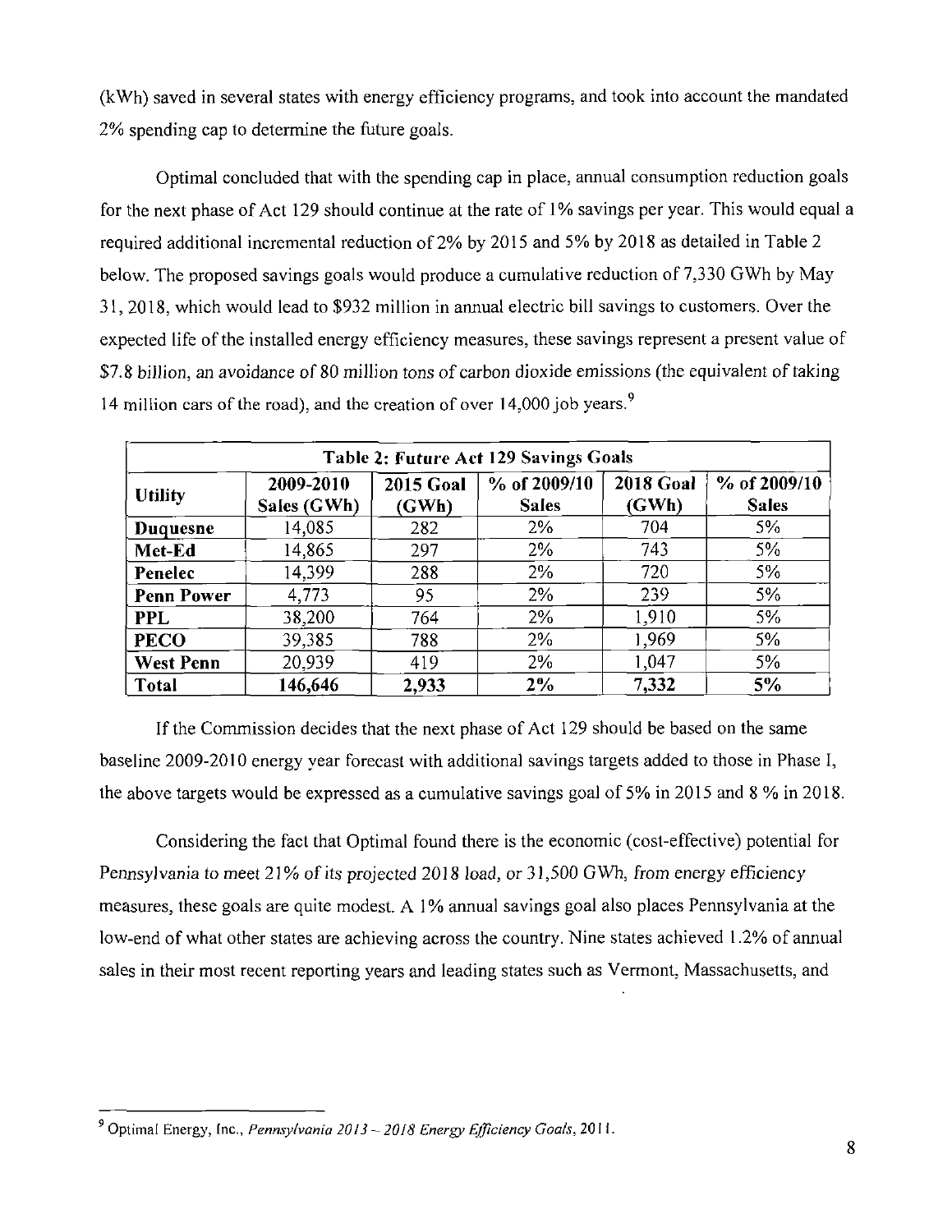(kWh) saved in several states with energy efficiency programs, and took into account the mandated 2% spending cap to determine the future goals.

Optimal concluded that with the spending cap in place, annual consumption reduction goals for the next phase of Act 129 should continue at the rate of 1% savings per year. This would equal a required additional incremental reduction of 2% by 2015 and 5% by 2018 as detailed in Table 2 below. The proposed savings goals would produce a cumulative reduction of 7,330 GWh by May 31, 2018, which would lead to $932 million in annual electric bill savings to customers. Over the expected life of the installed energy efficiency measures, these savings represent a present value of $7.8 billion, an avoidance of 80 million tons of carbon dioxide emissions (the equivalent of taking 14 million cars of the road), and the creation of over 14,000 job years.[9]

**Table 2: Future Act 129 Savings Goals**

| Utility | 2009-2010 Sales (GWh) | 2015 Goal (GWh) | % of 2009/10 Sales | 2018 Goal (GWh) | % of 2009/10 Sales |
|---|---|---|---|---|---|
| **Duquesne** | 14,085 | 282 | 2% | 704 | 5% |
| **Met-Ed** | 14,865 | 297 | 2% | 743 | 5% |
| **Penelec** | 14,399 | 288 | 2% | 720 | 5% |
| **Penn Power** | 4,773 | 95 | 2% | 239 | 5% |
| **PPL** | 38,200 | 764 | 2% | 1,910 | 5% |
| **PECO** | 39,385 | 788 | 2% | 1,969 | 5% |
| **West Penn** | 20,939 | 419 | 2% | 1,047 | 5% |
| **Total** | **146,646** | **2,933** | **2%** | **7,332** | **5%** |

If the Commission decides that the next phase of Act 129 should be based on the same baseline 2009-2010 energy year forecast with additional savings targets added to those in Phase I, the above targets would be expressed as a cumulative savings goal of 5% in 2015 and 8 % in 2018.

Considering the fact that Optimal found there is the economic (cost-effective) potential for Pennsylvania to meet 21% of its projected 2018 load, or 31,500 GWh, from energy efficiency measures, these goals are quite modest. A 1% annual savings goal also places Pennsylvania at the low-end of what other states are achieving across the country. Nine states achieved 1.2% of annual sales in their most recent reporting years and leading states such as Vermont, Massachusetts, and

---

[9] Optimal Energy, Inc., *Pennsylvania 2013 – 2018 Energy Efficiency Goals*, 2011.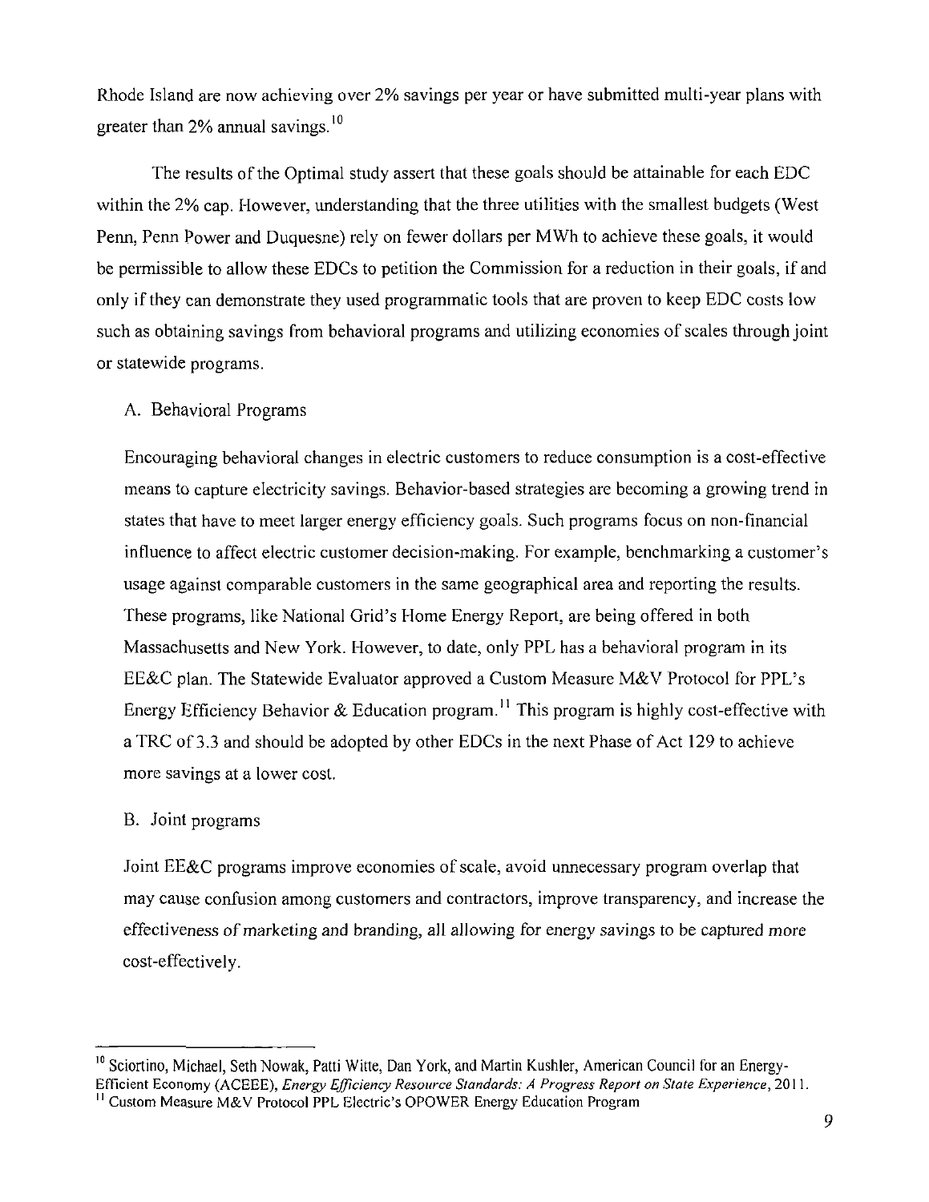Rhode Island are now achieving over 2% savings per year or have submitted multi-year plans with greater than 2% annual savings.[10]

The results of the Optimal study assert that these goals should be attainable for each EDC within the 2% cap. However, understanding that the three utilities with the smallest budgets (West Penn, Penn Power and Duquesne) rely on fewer dollars per MWh to achieve these goals, it would be permissible to allow these EDCs to petition the Commission for a reduction in their goals, if and only if they can demonstrate they used programmatic tools that are proven to keep EDC costs low such as obtaining savings from behavioral programs and utilizing economies of scales through joint or statewide programs.

A. Behavioral Programs

Encouraging behavioral changes in electric customers to reduce consumption is a cost-effective means to capture electricity savings. Behavior-based strategies are becoming a growing trend in states that have to meet larger energy efficiency goals. Such programs focus on non-financial influence to affect electric customer decision-making. For example, benchmarking a customer's usage against comparable customers in the same geographical area and reporting the results. These programs, like National Grid's Home Energy Report, are being offered in both Massachusetts and New York. However, to date, only PPL has a behavioral program in its EE&C plan. The Statewide Evaluator approved a Custom Measure M&V Protocol for PPL's Energy Efficiency Behavior & Education program.[11] This program is highly cost-effective with a TRC of 3.3 and should be adopted by other EDCs in the next Phase of Act 129 to achieve more savings at a lower cost.

B. Joint programs

Joint EE&C programs improve economies of scale, avoid unnecessary program overlap that may cause confusion among customers and contractors, improve transparency, and increase the effectiveness of marketing and branding, all allowing for energy savings to be captured more cost-effectively.

---

[10] Sciortino, Michael, Seth Nowak, Patti Witte, Dan York, and Martin Kushler, American Council for an Energy-Efficient Economy (ACEEE), *Energy Efficiency Resource Standards: A Progress Report on State Experience*, 2011.

[11] Custom Measure M&V Protocol PPL Electric's OPOWER Energy Education Program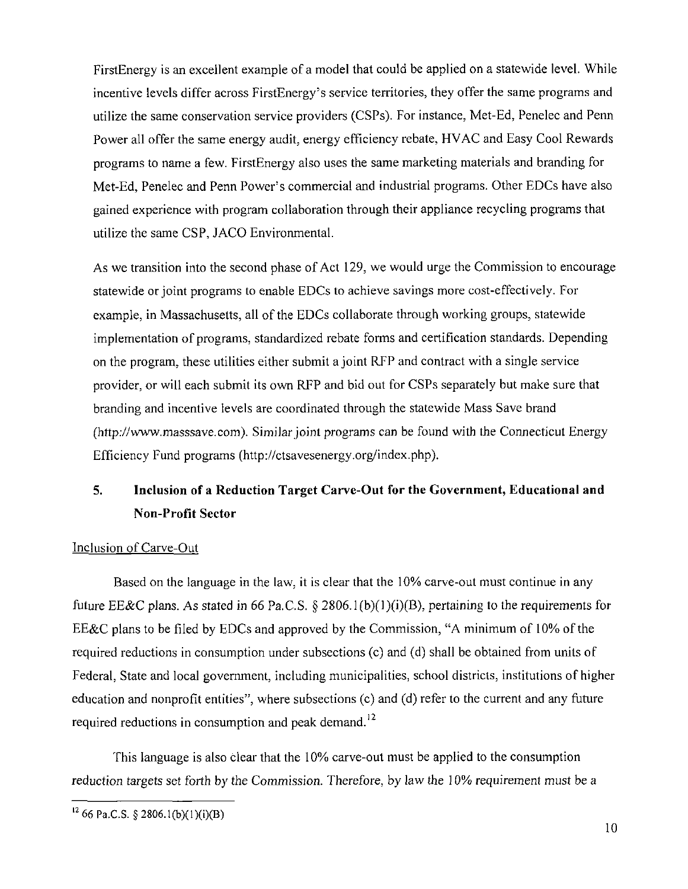FirstEnergy is an excellent example of a model that could be applied on a statewide level. While incentive levels differ across FirstEnergy's service territories, they offer the same programs and utilize the same conservation service providers (CSPs). For instance, Met-Ed, Penelec and Penn Power all offer the same energy audit, energy efficiency rebate, HVAC and Easy Cool Rewards programs to name a few. FirstEnergy also uses the same marketing materials and branding for Met-Ed, Penelec and Penn Power's commercial and industrial programs. Other EDCs have also gained experience with program collaboration through their appliance recycling programs that utilize the same CSP, JACO Environmental.

As we transition into the second phase of Act 129, we would urge the Commission to encourage statewide or joint programs to enable EDCs to achieve savings more cost-effectively. For example, in Massachusetts, all of the EDCs collaborate through working groups, statewide implementation of programs, standardized rebate forms and certification standards. Depending on the program, these utilities either submit a joint RFP and contract with a single service provider, or will each submit its own RFP and bid out for CSPs separately but make sure that branding and incentive levels are coordinated through the statewide Mass Save brand (http://www.masssave.com). Similar joint programs can be found with the Connecticut Energy Efficiency Fund programs (http://ctsavesenergy.org/index.php).

## 5. Inclusion of a Reduction Target Carve-Out for the Government, Educational and Non-Profit Sector

Inclusion of Carve-Out

Based on the language in the law, it is clear that the 10% carve-out must continue in any future EE&C plans. As stated in 66 Pa.C.S. § 2806.1(b)(1)(i)(B), pertaining to the requirements for EE&C plans to be filed by EDCs and approved by the Commission, "A minimum of 10% of the required reductions in consumption under subsections (c) and (d) shall be obtained from units of Federal, State and local government, including municipalities, school districts, institutions of higher education and nonprofit entities", where subsections (c) and (d) refer to the current and any future required reductions in consumption and peak demand.[12]

This language is also clear that the 10% carve-out must be applied to the consumption reduction targets set forth by the Commission. Therefore, by law the 10% requirement must be a

[12] 66 Pa.C.S. § 2806.1(b)(1)(i)(B)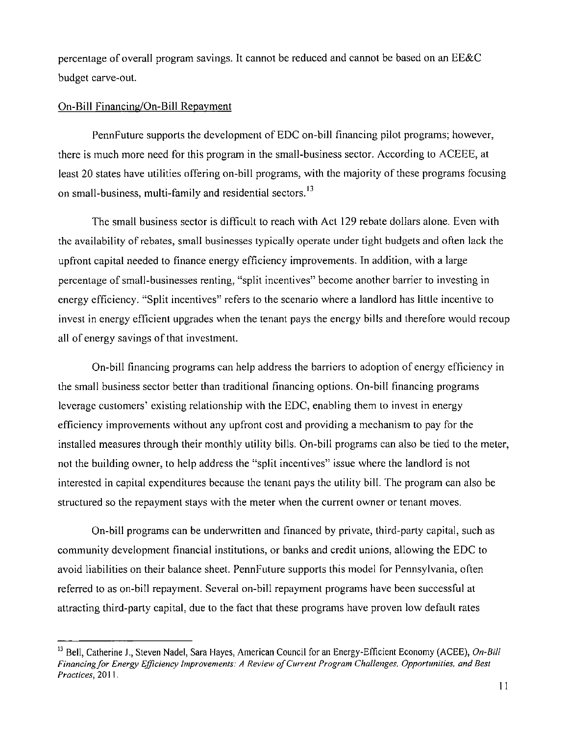percentage of overall program savings. It cannot be reduced and cannot be based on an EE&C budget carve-out.

On-Bill Financing/On-Bill Repayment

PennFuture supports the development of EDC on-bill financing pilot programs; however, there is much more need for this program in the small-business sector. According to ACEEE, at least 20 states have utilities offering on-bill programs, with the majority of these programs focusing on small-business, multi-family and residential sectors.[13]

The small business sector is difficult to reach with Act 129 rebate dollars alone. Even with the availability of rebates, small businesses typically operate under tight budgets and often lack the upfront capital needed to finance energy efficiency improvements. In addition, with a large percentage of small-businesses renting, "split incentives" become another barrier to investing in energy efficiency. "Split incentives" refers to the scenario where a landlord has little incentive to invest in energy efficient upgrades when the tenant pays the energy bills and therefore would recoup all of energy savings of that investment.

On-bill financing programs can help address the barriers to adoption of energy efficiency in the small business sector better than traditional financing options. On-bill financing programs leverage customers' existing relationship with the EDC, enabling them to invest in energy efficiency improvements without any upfront cost and providing a mechanism to pay for the installed measures through their monthly utility bills. On-bill programs can also be tied to the meter, not the building owner, to help address the "split incentives" issue where the landlord is not interested in capital expenditures because the tenant pays the utility bill. The program can also be structured so the repayment stays with the meter when the current owner or tenant moves.

On-bill programs can be underwritten and financed by private, third-party capital, such as community development financial institutions, or banks and credit unions, allowing the EDC to avoid liabilities on their balance sheet. PennFuture supports this model for Pennsylvania, often referred to as on-bill repayment. Several on-bill repayment programs have been successful at attracting third-party capital, due to the fact that these programs have proven low default rates

---

[13] Bell, Catherine J., Steven Nadel, Sara Hayes, American Council for an Energy-Efficient Economy (ACEE), *On-Bill Financing for Energy Efficiency Improvements: A Review of Current Program Challenges, Opportunities, and Best Practices*, 2011.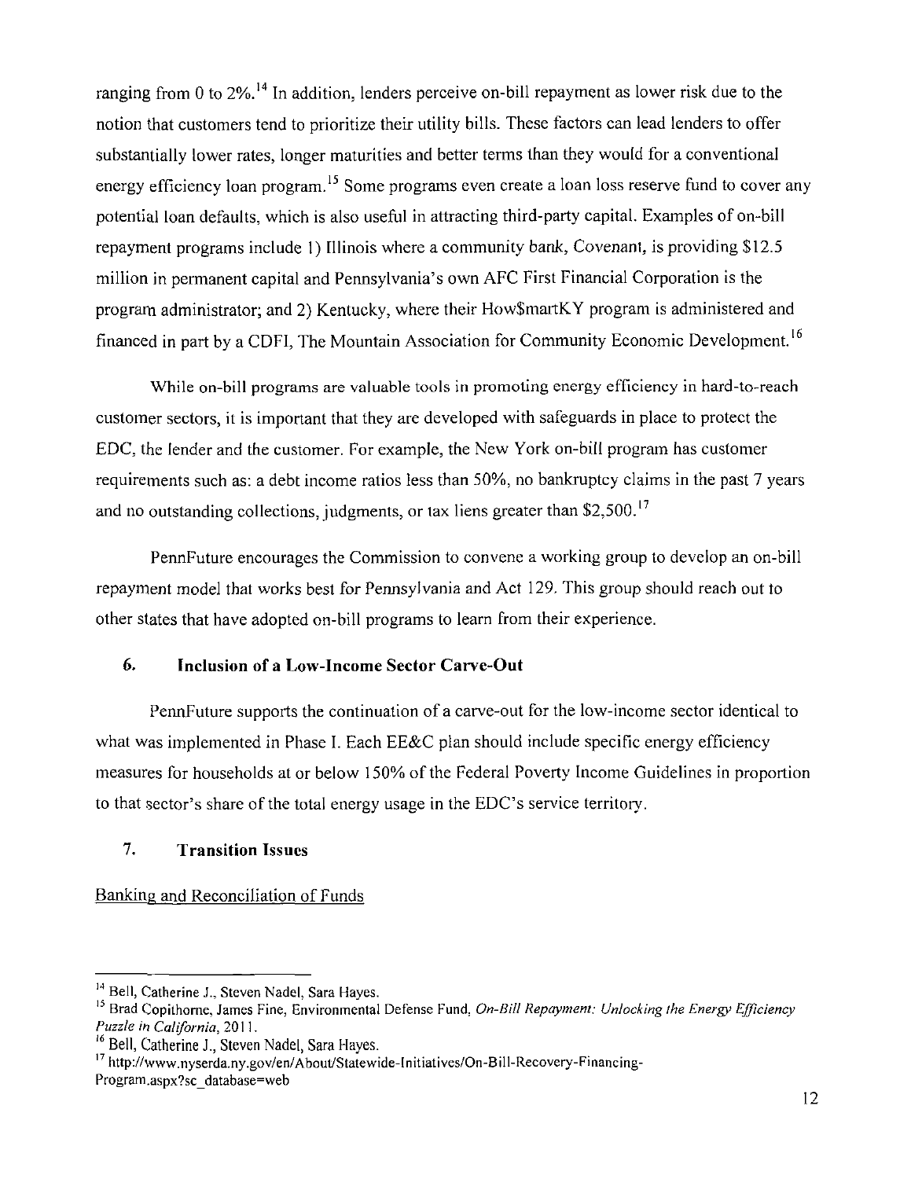ranging from 0 to 2%.[14] In addition, lenders perceive on-bill repayment as lower risk due to the notion that customers tend to prioritize their utility bills. These factors can lead lenders to offer substantially lower rates, longer maturities and better terms than they would for a conventional energy efficiency loan program.[15] Some programs even create a loan loss reserve fund to cover any potential loan defaults, which is also useful in attracting third-party capital. Examples of on-bill repayment programs include 1) Illinois where a community bank, Covenant, is providing $12.5 million in permanent capital and Pennsylvania's own AFC First Financial Corporation is the program administrator; and 2) Kentucky, where their How$martKY program is administered and financed in part by a CDFI, The Mountain Association for Community Economic Development.[16]

While on-bill programs are valuable tools in promoting energy efficiency in hard-to-reach customer sectors, it is important that they are developed with safeguards in place to protect the EDC, the lender and the customer. For example, the New York on-bill program has customer requirements such as: a debt income ratios less than 50%, no bankruptcy claims in the past 7 years and no outstanding collections, judgments, or tax liens greater than $2,500.[17]

PennFuture encourages the Commission to convene a working group to develop an on-bill repayment model that works best for Pennsylvania and Act 129. This group should reach out to other states that have adopted on-bill programs to learn from their experience.

## 6. Inclusion of a Low-Income Sector Carve-Out

PennFuture supports the continuation of a carve-out for the low-income sector identical to what was implemented in Phase I. Each EE&C plan should include specific energy efficiency measures for households at or below 150% of the Federal Poverty Income Guidelines in proportion to that sector's share of the total energy usage in the EDC's service territory.

## 7. Transition Issues

Banking and Reconciliation of Funds

---

[14] Bell, Catherine J., Steven Nadel, Sara Hayes.

[15] Brad Copithorne, James Fine, Environmental Defense Fund, *On-Bill Repayment: Unlocking the Energy Efficiency Puzzle in California*, 2011.

[16] Bell, Catherine J., Steven Nadel, Sara Hayes.

[17] http://www.nyserda.ny.gov/en/About/Statewide-Initiatives/On-Bill-Recovery-Financing-Program.aspx?sc_database=web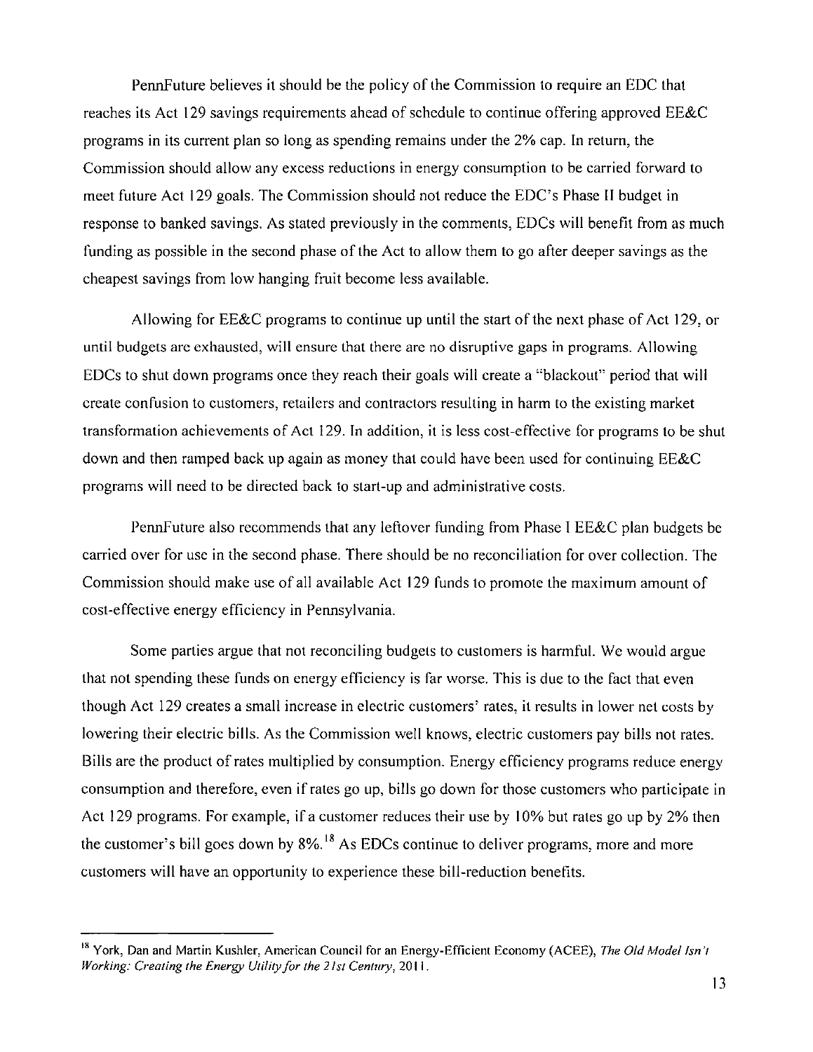PennFuture believes it should be the policy of the Commission to require an EDC that reaches its Act 129 savings requirements ahead of schedule to continue offering approved EE&C programs in its current plan so long as spending remains under the 2% cap. In return, the Commission should allow any excess reductions in energy consumption to be carried forward to meet future Act 129 goals. The Commission should not reduce the EDC's Phase II budget in response to banked savings. As stated previously in the comments, EDCs will benefit from as much funding as possible in the second phase of the Act to allow them to go after deeper savings as the cheapest savings from low hanging fruit become less available.

Allowing for EE&C programs to continue up until the start of the next phase of Act 129, or until budgets are exhausted, will ensure that there are no disruptive gaps in programs. Allowing EDCs to shut down programs once they reach their goals will create a "blackout" period that will create confusion to customers, retailers and contractors resulting in harm to the existing market transformation achievements of Act 129. In addition, it is less cost-effective for programs to be shut down and then ramped back up again as money that could have been used for continuing EE&C programs will need to be directed back to start-up and administrative costs.

PennFuture also recommends that any leftover funding from Phase I EE&C plan budgets be carried over for use in the second phase. There should be no reconciliation for over collection. The Commission should make use of all available Act 129 funds to promote the maximum amount of cost-effective energy efficiency in Pennsylvania.

Some parties argue that not reconciling budgets to customers is harmful. We would argue that not spending these funds on energy efficiency is far worse. This is due to the fact that even though Act 129 creates a small increase in electric customers' rates, it results in lower net costs by lowering their electric bills. As the Commission well knows, electric customers pay bills not rates. Bills are the product of rates multiplied by consumption. Energy efficiency programs reduce energy consumption and therefore, even if rates go up, bills go down for those customers who participate in Act 129 programs. For example, if a customer reduces their use by 10% but rates go up by 2% then the customer's bill goes down by 8%.[18] As EDCs continue to deliver programs, more and more customers will have an opportunity to experience these bill-reduction benefits.

---

[18] York, Dan and Martin Kushler, American Council for an Energy-Efficient Economy (ACEE), *The Old Model Isn't Working: Creating the Energy Utility for the 21st Century*, 2011.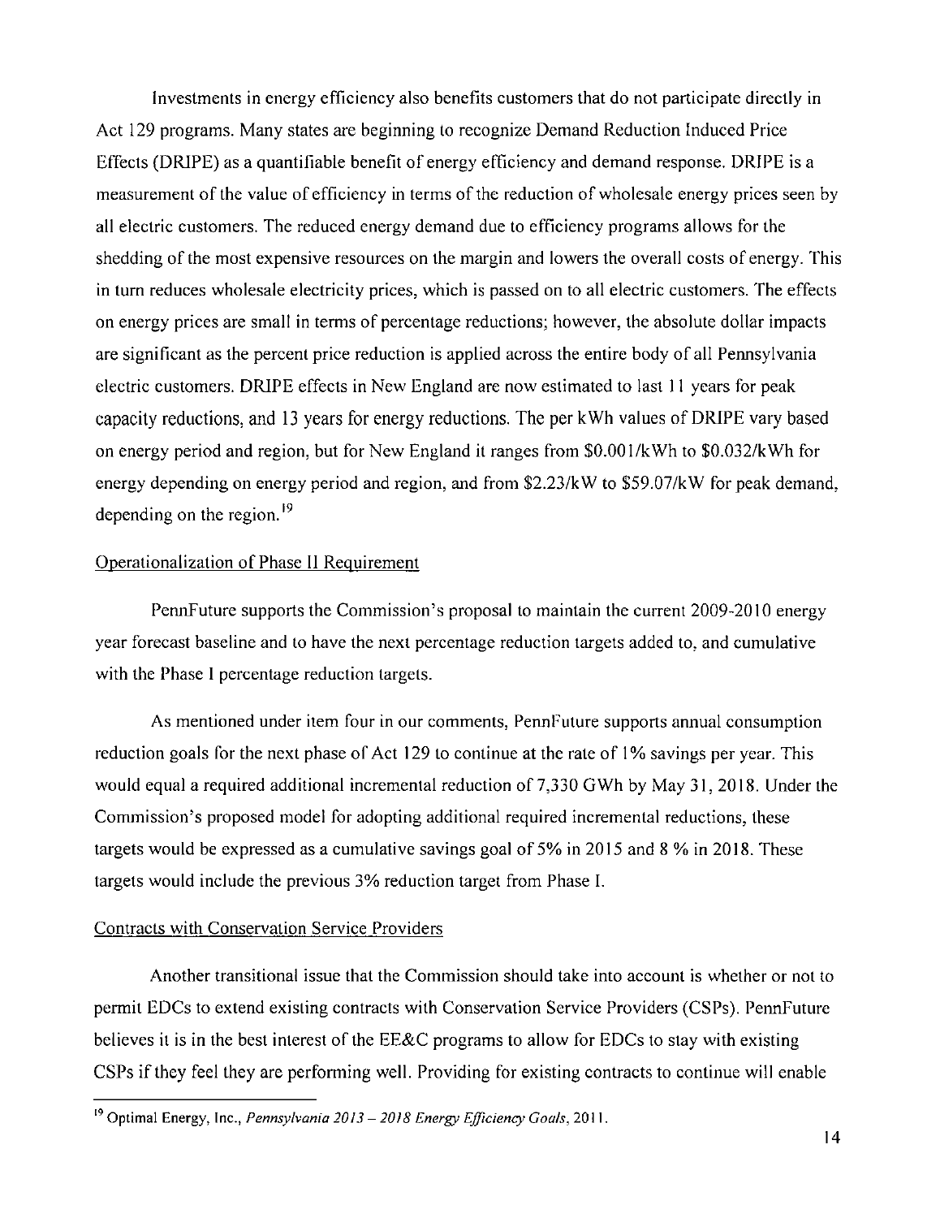Investments in energy efficiency also benefits customers that do not participate directly in Act 129 programs. Many states are beginning to recognize Demand Reduction Induced Price Effects (DRIPE) as a quantifiable benefit of energy efficiency and demand response. DRIPE is a measurement of the value of efficiency in terms of the reduction of wholesale energy prices seen by all electric customers. The reduced energy demand due to efficiency programs allows for the shedding of the most expensive resources on the margin and lowers the overall costs of energy. This in turn reduces wholesale electricity prices, which is passed on to all electric customers. The effects on energy prices are small in terms of percentage reductions; however, the absolute dollar impacts are significant as the percent price reduction is applied across the entire body of all Pennsylvania electric customers. DRIPE effects in New England are now estimated to last 11 years for peak capacity reductions, and 13 years for energy reductions. The per kWh values of DRIPE vary based on energy period and region, but for New England it ranges from $0.001/kWh to $0.032/kWh for energy depending on energy period and region, and from $2.23/kW to $59.07/kW for peak demand, depending on the region.[19]

Operationalization of Phase II Requirement

PennFuture supports the Commission's proposal to maintain the current 2009-2010 energy year forecast baseline and to have the next percentage reduction targets added to, and cumulative with the Phase I percentage reduction targets.

As mentioned under item four in our comments, PennFuture supports annual consumption reduction goals for the next phase of Act 129 to continue at the rate of 1% savings per year. This would equal a required additional incremental reduction of 7,330 GWh by May 31, 2018. Under the Commission's proposed model for adopting additional required incremental reductions, these targets would be expressed as a cumulative savings goal of 5% in 2015 and 8 % in 2018. These targets would include the previous 3% reduction target from Phase I.

Contracts with Conservation Service Providers

Another transitional issue that the Commission should take into account is whether or not to permit EDCs to extend existing contracts with Conservation Service Providers (CSPs). PennFuture believes it is in the best interest of the EE&C programs to allow for EDCs to stay with existing CSPs if they feel they are performing well. Providing for existing contracts to continue will enable

[19] Optimal Energy, Inc., *Pennsylvania 2013 – 2018 Energy Efficiency Goals*, 2011.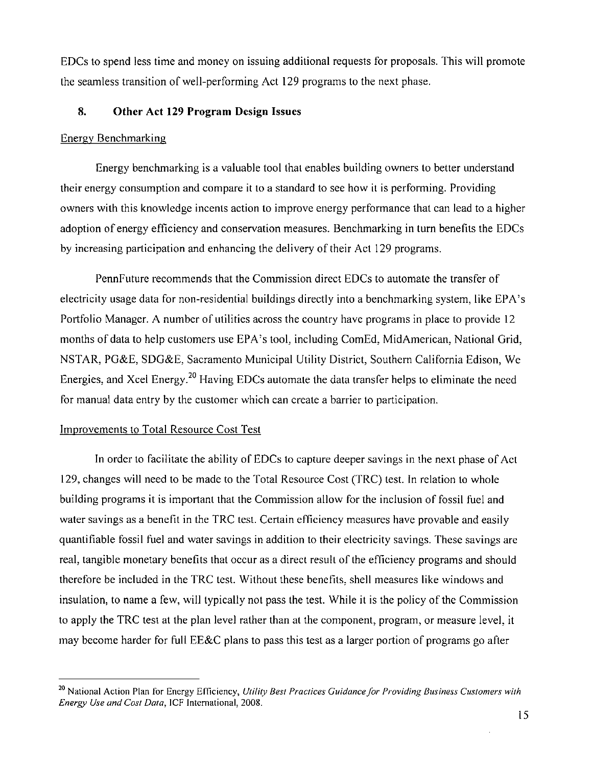EDCs to spend less time and money on issuing additional requests for proposals. This will promote the seamless transition of well-performing Act 129 programs to the next phase.

### 8. Other Act 129 Program Design Issues

Energy Benchmarking

Energy benchmarking is a valuable tool that enables building owners to better understand their energy consumption and compare it to a standard to see how it is performing. Providing owners with this knowledge incents action to improve energy performance that can lead to a higher adoption of energy efficiency and conservation measures. Benchmarking in turn benefits the EDCs by increasing participation and enhancing the delivery of their Act 129 programs.

PennFuture recommends that the Commission direct EDCs to automate the transfer of electricity usage data for non-residential buildings directly into a benchmarking system, like EPA's Portfolio Manager. A number of utilities across the country have programs in place to provide 12 months of data to help customers use EPA's tool, including ComEd, MidAmerican, National Grid, NSTAR, PG&E, SDG&E, Sacramento Municipal Utility District, Southern California Edison, We Energies, and Xcel Energy.[20] Having EDCs automate the data transfer helps to eliminate the need for manual data entry by the customer which can create a barrier to participation.

Improvements to Total Resource Cost Test

In order to facilitate the ability of EDCs to capture deeper savings in the next phase of Act 129, changes will need to be made to the Total Resource Cost (TRC) test. In relation to whole building programs it is important that the Commission allow for the inclusion of fossil fuel and water savings as a benefit in the TRC test. Certain efficiency measures have provable and easily quantifiable fossil fuel and water savings in addition to their electricity savings. These savings are real, tangible monetary benefits that occur as a direct result of the efficiency programs and should therefore be included in the TRC test. Without these benefits, shell measures like windows and insulation, to name a few, will typically not pass the test. While it is the policy of the Commission to apply the TRC test at the plan level rather than at the component, program, or measure level, it may become harder for full EE&C plans to pass this test as a larger portion of programs go after

---

[20] National Action Plan for Energy Efficiency, *Utility Best Practices Guidance for Providing Business Customers with Energy Use and Cost Data*, ICF International, 2008.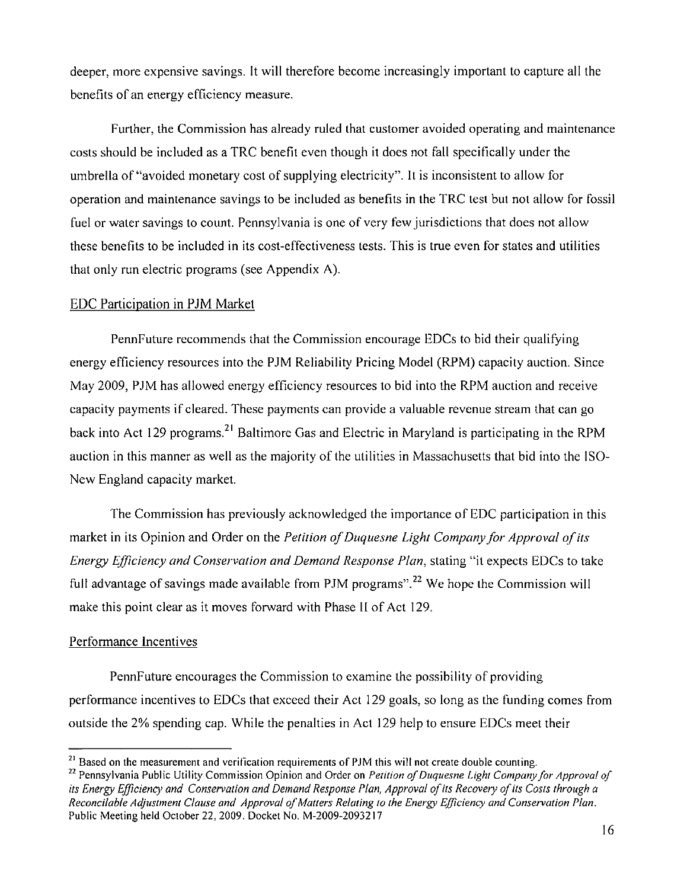deeper, more expensive savings. It will therefore become increasingly important to capture all the benefits of an energy efficiency measure.

Further, the Commission has already ruled that customer avoided operating and maintenance costs should be included as a TRC benefit even though it does not fall specifically under the umbrella of "avoided monetary cost of supplying electricity". It is inconsistent to allow for operation and maintenance savings to be included as benefits in the TRC test but not allow for fossil fuel or water savings to count. Pennsylvania is one of very few jurisdictions that does not allow these benefits to be included in its cost-effectiveness tests. This is true even for states and utilities that only run electric programs (see Appendix A).

## EDC Participation in PJM Market

PennFuture recommends that the Commission encourage EDCs to bid their qualifying energy efficiency resources into the PJM Reliability Pricing Model (RPM) capacity auction. Since May 2009, PJM has allowed energy efficiency resources to bid into the RPM auction and receive capacity payments if cleared. These payments can provide a valuable revenue stream that can go back into Act 129 programs.[21] Baltimore Gas and Electric in Maryland is participating in the RPM auction in this manner as well as the majority of the utilities in Massachusetts that bid into the ISO-New England capacity market.

The Commission has previously acknowledged the importance of EDC participation in this market in its Opinion and Order on the *Petition of Duquesne Light Company for Approval of its Energy Efficiency and Conservation and Demand Response Plan*, stating "it expects EDCs to take full advantage of savings made available from PJM programs".[22] We hope the Commission will make this point clear as it moves forward with Phase II of Act 129.

## Performance Incentives

PennFuture encourages the Commission to examine the possibility of providing performance incentives to EDCs that exceed their Act 129 goals, so long as the funding comes from outside the 2% spending cap. While the penalties in Act 129 help to ensure EDCs meet their

---

[21] Based on the measurement and verification requirements of PJM this will not create double counting.

[22] Pennsylvania Public Utility Commission Opinion and Order on *Petition of Duquesne Light Company for Approval of its Energy Efficiency and Conservation and Demand Response Plan, Approval of its Recovery of its Costs through a Reconcilable Adjustment Clause and Approval of Matters Relating to the Energy Efficiency and Conservation Plan*. Public Meeting held October 22, 2009. Docket No. M-2009-2093217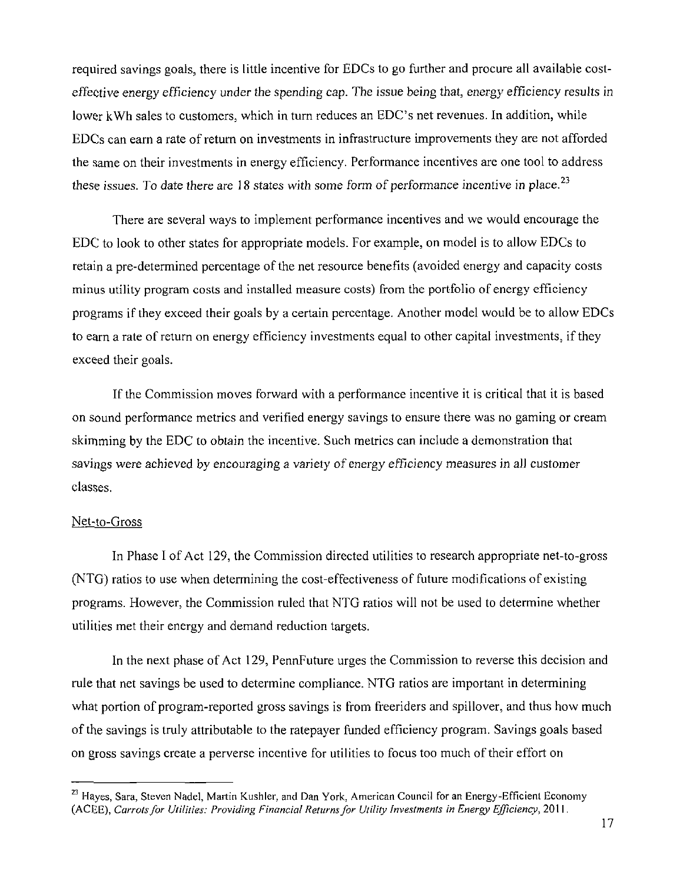required savings goals, there is little incentive for EDCs to go further and procure all available cost-effective energy efficiency under the spending cap. The issue being that, energy efficiency results in lower kWh sales to customers, which in turn reduces an EDC's net revenues. In addition, while EDCs can earn a rate of return on investments in infrastructure improvements they are not afforded the same on their investments in energy efficiency. Performance incentives are one tool to address these issues. To date there are 18 states with some form of performance incentive in place.[23]

There are several ways to implement performance incentives and we would encourage the EDC to look to other states for appropriate models. For example, on model is to allow EDCs to retain a pre-determined percentage of the net resource benefits (avoided energy and capacity costs minus utility program costs and installed measure costs) from the portfolio of energy efficiency programs if they exceed their goals by a certain percentage. Another model would be to allow EDCs to earn a rate of return on energy efficiency investments equal to other capital investments, if they exceed their goals.

If the Commission moves forward with a performance incentive it is critical that it is based on sound performance metrics and verified energy savings to ensure there was no gaming or cream skimming by the EDC to obtain the incentive. Such metrics can include a demonstration that savings were achieved by encouraging a variety of energy efficiency measures in all customer classes.

Net-to-Gross

In Phase I of Act 129, the Commission directed utilities to research appropriate net-to-gross (NTG) ratios to use when determining the cost-effectiveness of future modifications of existing programs. However, the Commission ruled that NTG ratios will not be used to determine whether utilities met their energy and demand reduction targets.

In the next phase of Act 129, PennFuture urges the Commission to reverse this decision and rule that net savings be used to determine compliance. NTG ratios are important in determining what portion of program-reported gross savings is from freeriders and spillover, and thus how much of the savings is truly attributable to the ratepayer funded efficiency program. Savings goals based on gross savings create a perverse incentive for utilities to focus too much of their effort on

---

[23] Hayes, Sara, Steven Nadel, Martin Kushler, and Dan York, American Council for an Energy-Efficient Economy (ACEE), *Carrots for Utilities: Providing Financial Returns for Utility Investments in Energy Efficiency*, 2011.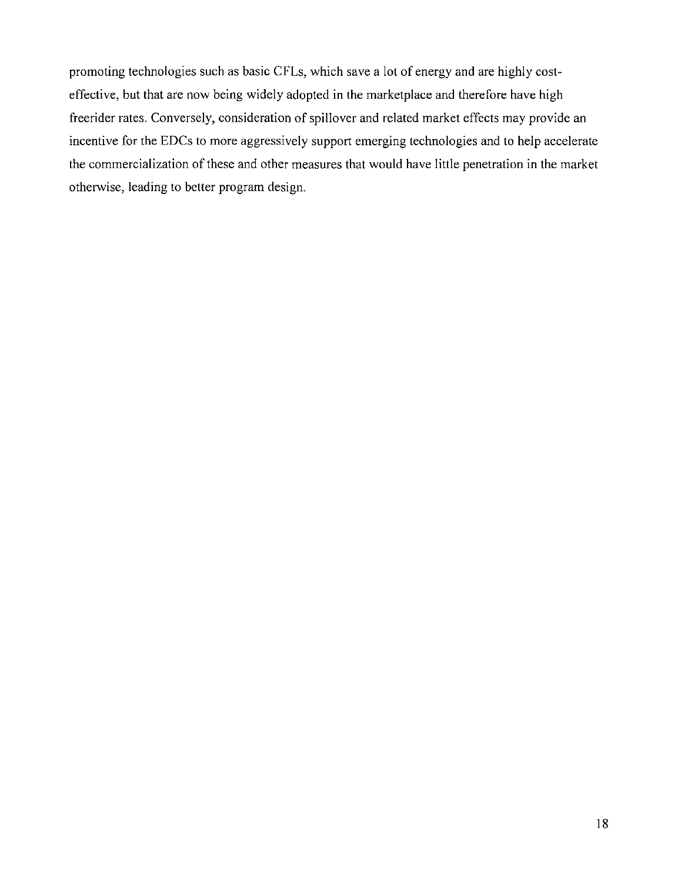promoting technologies such as basic CFLs, which save a lot of energy and are highly cost-effective, but that are now being widely adopted in the marketplace and therefore have high freerider rates. Conversely, consideration of spillover and related market effects may provide an incentive for the EDCs to more aggressively support emerging technologies and to help accelerate the commercialization of these and other measures that would have little penetration in the market otherwise, leading to better program design.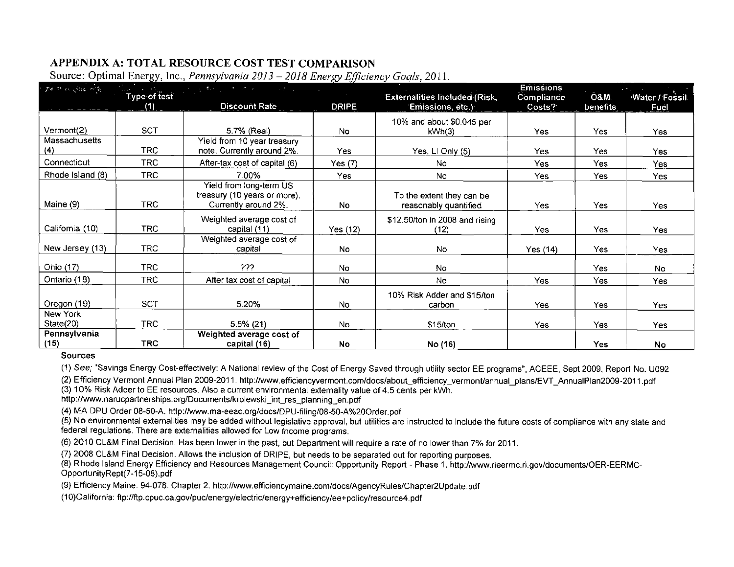## APPENDIX A: TOTAL RESOURCE COST TEST COMPARISON

Source: Optimal Energy, Inc., *Pennsylvania 2013 – 2018 Energy Efficiency Goals*, 2011.

| | Type of test (1) | Discount Rate | DRIPE | Externalities Included (Risk, Emissions, etc.) | Emissions Compliance Costs? | O&M benefits | Water / Fossil Fuel |
|---|---|---|---|---|---|---|---|
| Vermont(2) | SCT | 5.7% (Real) | No | 10% and about $0.045 per kWh(3) | Yes | Yes | Yes |
| Massachusetts (4) | TRC | Yield from 10 year treasury note. Currently around 2%. | Yes | Yes, LI Only (5) | Yes | Yes | Yes |
| Connecticut | TRC | After-tax cost of capital (6) | Yes (7) | No | Yes | Yes | Yes |
| Rhode Island (8) | TRC | 7.00% | Yes | No | Yes | Yes | Yes |
| Maine (9) | TRC | Yield from long-term US treasury (10 years or more). Currently around 2%. | No | To the extent they can be reasonably quantified | Yes | Yes | Yes |
| California (10) | TRC | Weighted average cost of capital (11) | Yes (12) | $12.50/ton in 2008 and rising (12) | Yes | Yes | Yes |
| New Jersey (13) | TRC | Weighted average cost of capital | No | No | Yes (14) | Yes | Yes |
| Ohio (17) | TRC | ??? | No | No | | Yes | No |
| Ontario (18) | TRC | After tax cost of capital | No | No | Yes | Yes | Yes |
| Oregon (19) | SCT | 5.20% | No | 10% Risk Adder and $15/ton carbon | Yes | Yes | Yes |
| New York State(20) | TRC | 5.5% (21) | No | $15/ton | Yes | Yes | Yes |
| **Pennsylvania (15)** | **TRC** | **Weighted average cost of capital (16)** | **No** | **No (16)** | | **Yes** | **No** |

**Sources**

(1) *See;* "Savings Energy Cost-effectively: A National review of the Cost of Energy Saved through utility sector EE programs", ACEEE, Sept 2009, Report No. U092

(2) Efficiency Vermont Annual Plan 2009-2011. http://www.efficiencyvermont.com/docs/about_efficiency_vermont/annual_plans/EVT_AnnualPlan2009-2011.pdf

(3) 10% Risk Adder to EE resources. Also a current environmental externality value of 4.5 cents per kWh. http://www.narucpartnerships.org/Documents/krolewski_int_res_planning_en.pdf

(4) MA DPU Order 08-50-A. http://www.ma-eeac.org/docs/DPU-filing/08-50-A%20Order.pdf

(5) No environmental externalities may be added without legislative approval, but utilities are instructed to include the future costs of compliance with any state and federal regulations. There are externalities allowed for Low Income programs.

(6) 2010 CL&M Final Decision. Has been lower in the past, but Department will require a rate of no lower than 7% for 2011.

(7) 2008 CL&M Final Decision. Allows the inclusion of DRIPE, but needs to be separated out for reporting purposes.

(8) Rhode Island Energy Efficiency and Resources Management Council: Opportunity Report - Phase 1. http://www.rieermc.ri.gov/documents/OER-EERMC-OpportunityRept(7-15-08).pdf

(9) Efficiency Maine. 94-078. Chapter 2. http://www.efficiencymaine.com/docs/AgencyRules/Chapter2Update.pdf

(10)California: ftp://ftp.cpuc.ca.gov/puc/energy/electric/energy+efficiency/ee+policy/resource4.pdf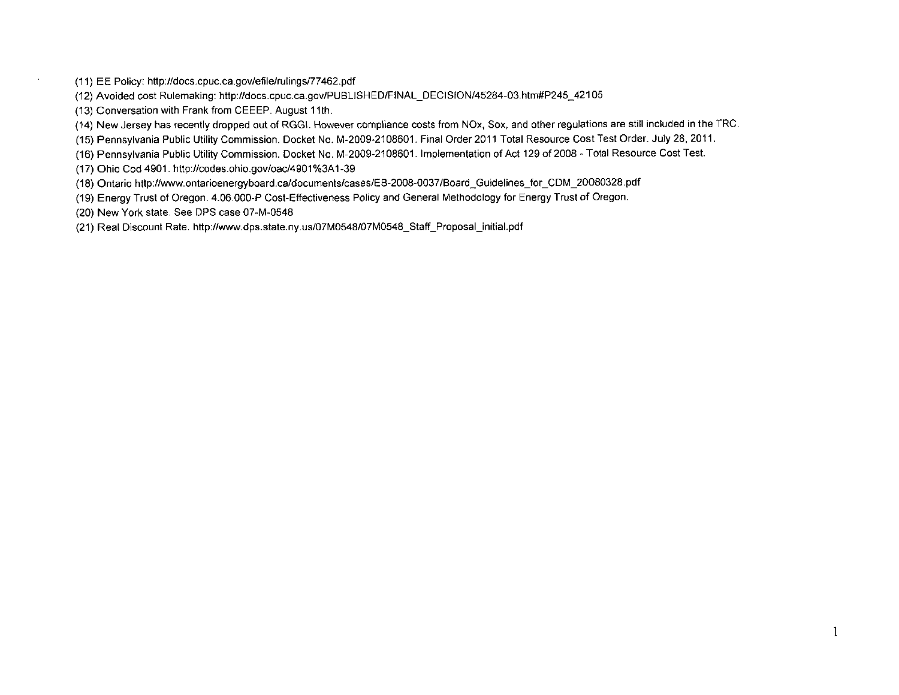(11) EE Policy: http://docs.cpuc.ca.gov/efile/rulings/77462.pdf

(12) Avoided cost Rulemaking: http://docs.cpuc.ca.gov/PUBLISHED/FINAL_DECISION/45284-03.htm#P245_42105

(13) Conversation with Frank from CEEEP. August 11th.

(14) New Jersey has recently dropped out of RGGI. However compliance costs from NOx, Sox, and other regulations are still included in the TRC.

(15) Pennsylvania Public Utility Commission. Docket No. M-2009-2108601. Final Order 2011 Total Resource Cost Test Order. July 28, 2011.

(16) Pennsylvania Public Utility Commission. Docket No. M-2009-2108601. Implementation of Act 129 of 2008 - Total Resource Cost Test.

(17) Ohio Cod 4901. http://codes.ohio.gov/oac/4901%3A1-39

(18) Ontario http://www.ontarioenergyboard.ca/documents/cases/EB-2008-0037/Board_Guidelines_for_CDM_20080328.pdf

(19) Energy Trust of Oregon. 4.06.000-P Cost-Effectiveness Policy and General Methodology for Energy Trust of Oregon.

(20) New York state. See DPS case 07-M-0548

(21) Real Discount Rate. http://www.dps.state.ny.us/07M0548/07M0548_Staff_Proposal_initial.pdf